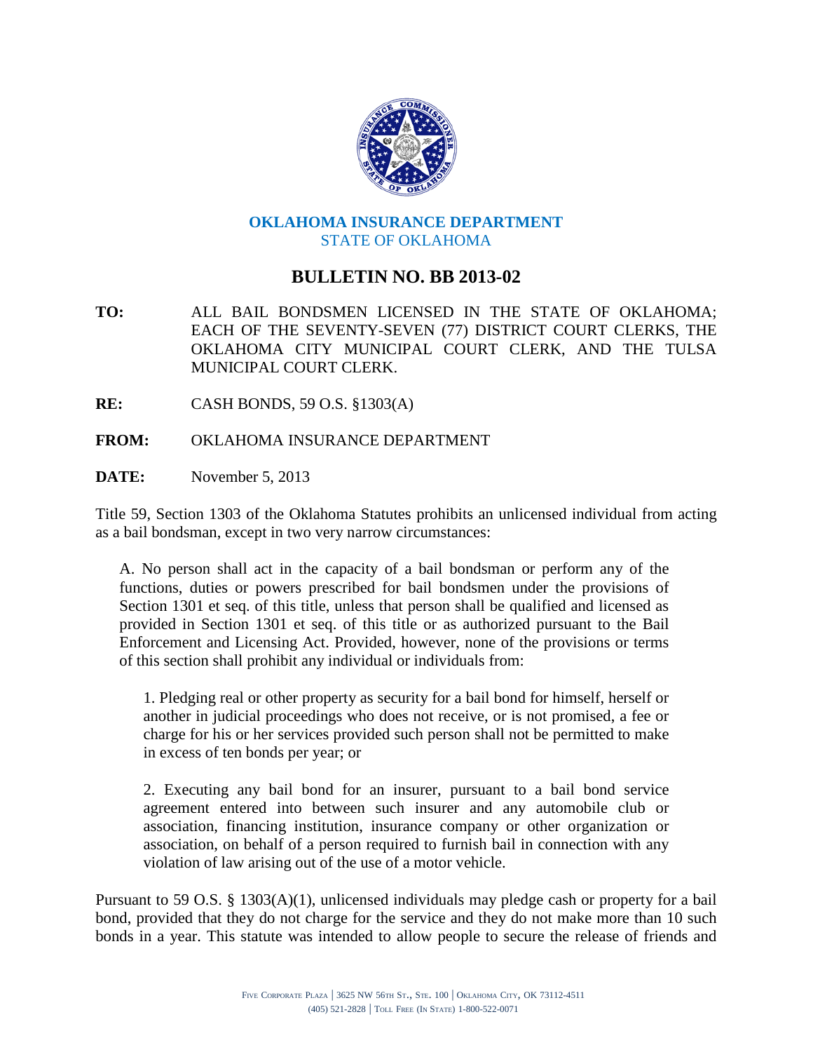**OKLAHOMA INSURANCE DEPARTMENT**
STATE OF OKLAHOMA

# BULLETIN NO. BB 2013-02

**TO:** ALL BAIL BONDSMEN LICENSED IN THE STATE OF OKLAHOMA; EACH OF THE SEVENTY-SEVEN (77) DISTRICT COURT CLERKS, THE OKLAHOMA CITY MUNICIPAL COURT CLERK, AND THE TULSA MUNICIPAL COURT CLERK.

**RE:** CASH BONDS, 59 O.S. §1303(A)

**FROM:** OKLAHOMA INSURANCE DEPARTMENT

**DATE:** November 5, 2013

Title 59, Section 1303 of the Oklahoma Statutes prohibits an unlicensed individual from acting as a bail bondsman, except in two very narrow circumstances:

> A. No person shall act in the capacity of a bail bondsman or perform any of the functions, duties or powers prescribed for bail bondsmen under the provisions of Section 1301 et seq. of this title, unless that person shall be qualified and licensed as provided in Section 1301 et seq. of this title or as authorized pursuant to the Bail Enforcement and Licensing Act. Provided, however, none of the provisions or terms of this section shall prohibit any individual or individuals from:
>
> 1. Pledging real or other property as security for a bail bond for himself, herself or another in judicial proceedings who does not receive, or is not promised, a fee or charge for his or her services provided such person shall not be permitted to make in excess of ten bonds per year; or
>
> 2. Executing any bail bond for an insurer, pursuant to a bail bond service agreement entered into between such insurer and any automobile club or association, financing institution, insurance company or other organization or association, on behalf of a person required to furnish bail in connection with any violation of law arising out of the use of a motor vehicle.

Pursuant to 59 O.S. § 1303(A)(1), unlicensed individuals may pledge cash or property for a bail bond, provided that they do not charge for the service and they do not make more than 10 such bonds in a year. This statute was intended to allow people to secure the release of friends and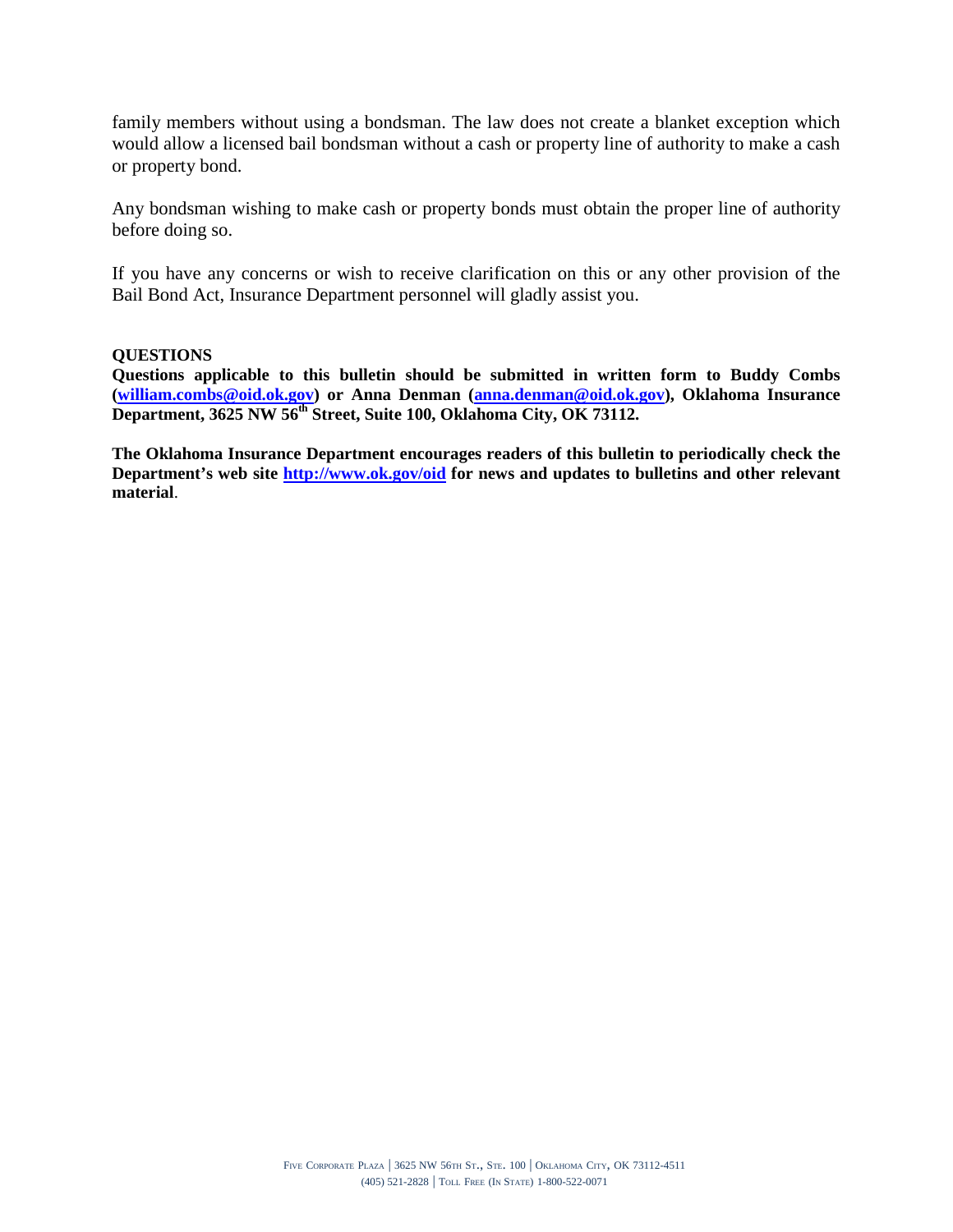family members without using a bondsman. The law does not create a blanket exception which would allow a licensed bail bondsman without a cash or property line of authority to make a cash or property bond.

Any bondsman wishing to make cash or property bonds must obtain the proper line of authority before doing so.

If you have any concerns or wish to receive clarification on this or any other provision of the Bail Bond Act, Insurance Department personnel will gladly assist you.

**QUESTIONS**

**Questions applicable to this bulletin should be submitted in written form to Buddy Combs (william.combs@oid.ok.gov) or Anna Denman (anna.denman@oid.ok.gov), Oklahoma Insurance Department, 3625 NW 56th Street, Suite 100, Oklahoma City, OK 73112.**

**The Oklahoma Insurance Department encourages readers of this bulletin to periodically check the Department's web site http://www.ok.gov/oid for news and updates to bulletins and other relevant material**.